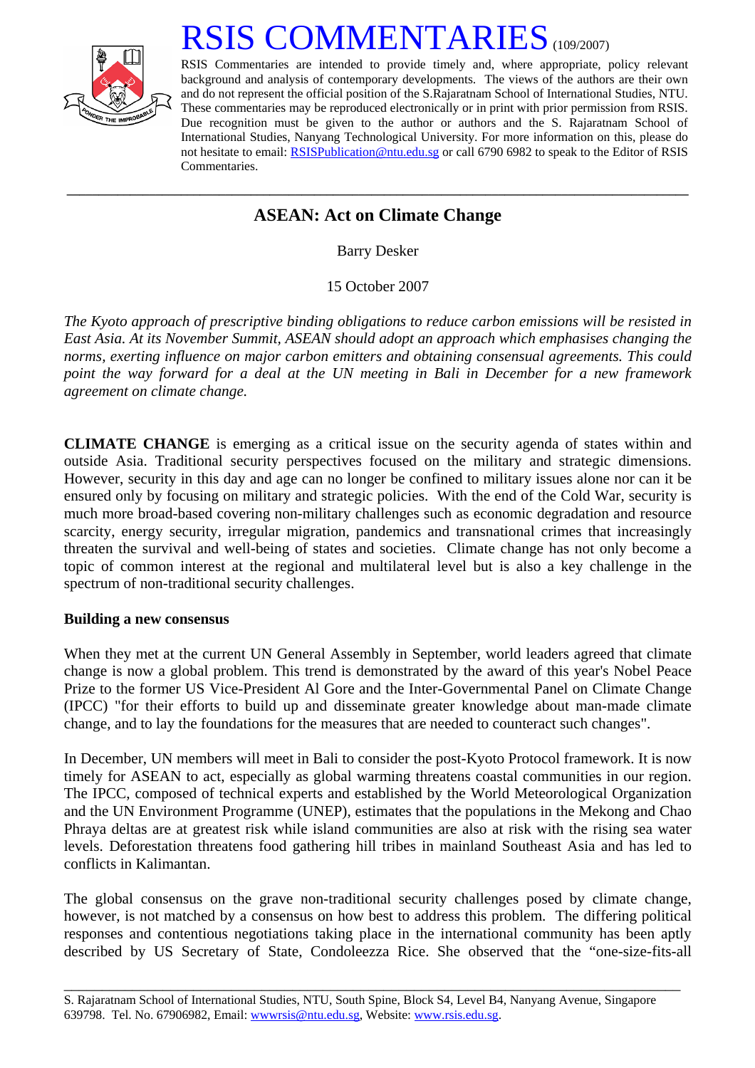# RSIS COMMENTARIES (109/2007)

RSIS Commentaries are intended to provide timely and, where appropriate, policy relevant background and analysis of contemporary developments. The views of the authors are their own and do not represent the official position of the S.Rajaratnam School of International Studies, NTU. These commentaries may be reproduced electronically or in print with prior permission from RSIS. Due recognition must be given to the author or authors and the S. Rajaratnam School of International Studies, Nanyang Technological University. For more information on this, please do not hesitate to email: RSISPublication@ntu.edu.sg or call 6790 6982 to speak to the Editor of RSIS Commentaries.

---

## ASEAN: Act on Climate Change

Barry Desker

15 October 2007

*The Kyoto approach of prescriptive binding obligations to reduce carbon emissions will be resisted in East Asia. At its November Summit, ASEAN should adopt an approach which emphasises changing the norms, exerting influence on major carbon emitters and obtaining consensual agreements. This could point the way forward for a deal at the UN meeting in Bali in December for a new framework agreement on climate change.*

**CLIMATE CHANGE** is emerging as a critical issue on the security agenda of states within and outside Asia. Traditional security perspectives focused on the military and strategic dimensions. However, security in this day and age can no longer be confined to military issues alone nor can it be ensured only by focusing on military and strategic policies. With the end of the Cold War, security is much more broad-based covering non-military challenges such as economic degradation and resource scarcity, energy security, irregular migration, pandemics and transnational crimes that increasingly threaten the survival and well-being of states and societies. Climate change has not only become a topic of common interest at the regional and multilateral level but is also a key challenge in the spectrum of non-traditional security challenges.

### Building a new consensus

When they met at the current UN General Assembly in September, world leaders agreed that climate change is now a global problem. This trend is demonstrated by the award of this year's Nobel Peace Prize to the former US Vice-President Al Gore and the Inter-Governmental Panel on Climate Change (IPCC) "for their efforts to build up and disseminate greater knowledge about man-made climate change, and to lay the foundations for the measures that are needed to counteract such changes".

In December, UN members will meet in Bali to consider the post-Kyoto Protocol framework. It is now timely for ASEAN to act, especially as global warming threatens coastal communities in our region. The IPCC, composed of technical experts and established by the World Meteorological Organization and the UN Environment Programme (UNEP), estimates that the populations in the Mekong and Chao Phraya deltas are at greatest risk while island communities are also at risk with the rising sea water levels. Deforestation threatens food gathering hill tribes in mainland Southeast Asia and has led to conflicts in Kalimantan.

The global consensus on the grave non-traditional security challenges posed by climate change, however, is not matched by a consensus on how best to address this problem. The differing political responses and contentious negotiations taking place in the international community has been aptly described by US Secretary of State, Condoleezza Rice. She observed that the "one-size-fits-all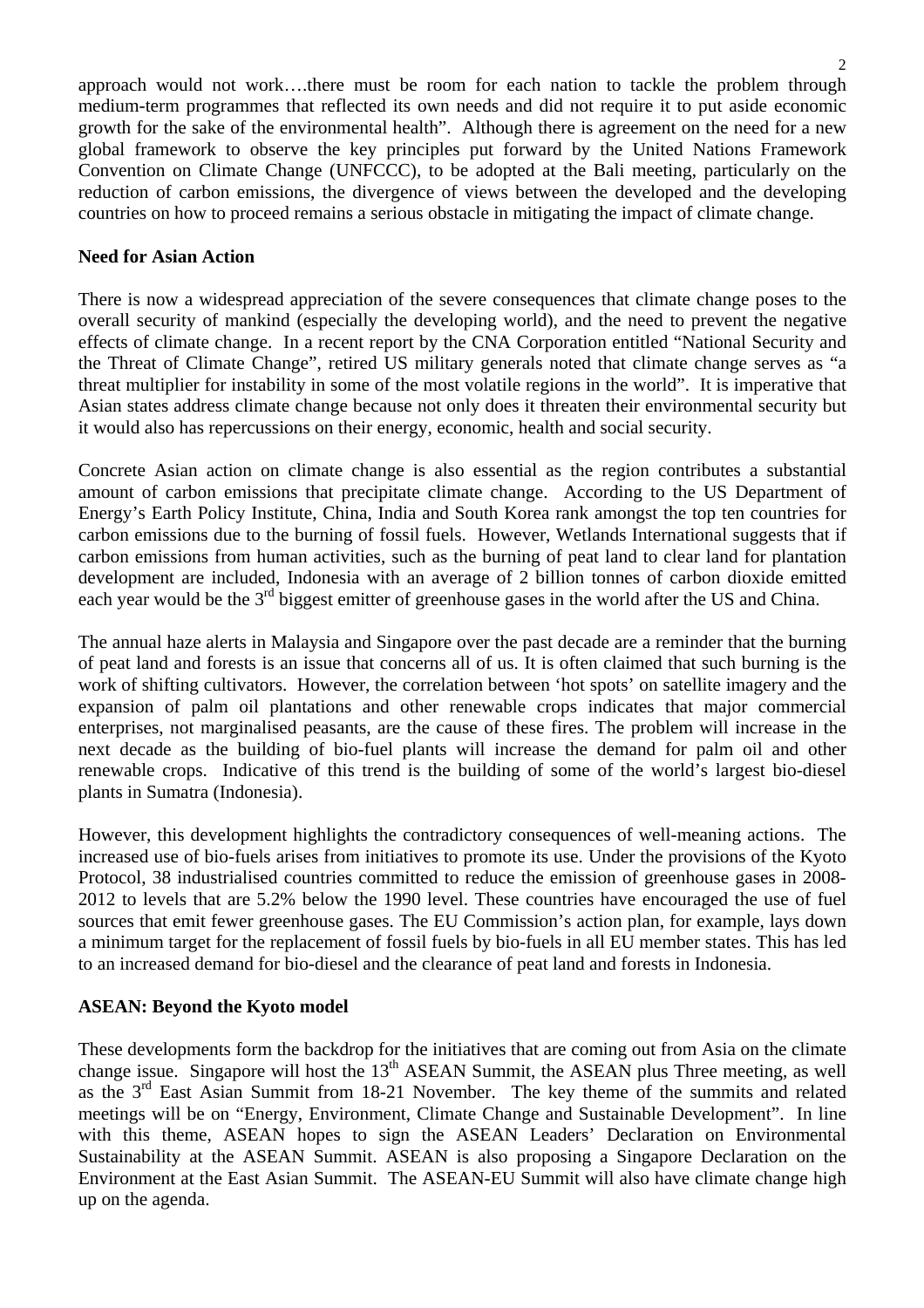approach would not work….there must be room for each nation to tackle the problem through medium-term programmes that reflected its own needs and did not require it to put aside economic growth for the sake of the environmental health". Although there is agreement on the need for a new global framework to observe the key principles put forward by the United Nations Framework Convention on Climate Change (UNFCCC), to be adopted at the Bali meeting, particularly on the reduction of carbon emissions, the divergence of views between the developed and the developing countries on how to proceed remains a serious obstacle in mitigating the impact of climate change.

**Need for Asian Action**

There is now a widespread appreciation of the severe consequences that climate change poses to the overall security of mankind (especially the developing world), and the need to prevent the negative effects of climate change. In a recent report by the CNA Corporation entitled "National Security and the Threat of Climate Change", retired US military generals noted that climate change serves as "a threat multiplier for instability in some of the most volatile regions in the world". It is imperative that Asian states address climate change because not only does it threaten their environmental security but it would also has repercussions on their energy, economic, health and social security.

Concrete Asian action on climate change is also essential as the region contributes a substantial amount of carbon emissions that precipitate climate change. According to the US Department of Energy's Earth Policy Institute, China, India and South Korea rank amongst the top ten countries for carbon emissions due to the burning of fossil fuels. However, Wetlands International suggests that if carbon emissions from human activities, such as the burning of peat land to clear land for plantation development are included, Indonesia with an average of 2 billion tonnes of carbon dioxide emitted each year would be the 3rd biggest emitter of greenhouse gases in the world after the US and China.

The annual haze alerts in Malaysia and Singapore over the past decade are a reminder that the burning of peat land and forests is an issue that concerns all of us. It is often claimed that such burning is the work of shifting cultivators. However, the correlation between 'hot spots' on satellite imagery and the expansion of palm oil plantations and other renewable crops indicates that major commercial enterprises, not marginalised peasants, are the cause of these fires. The problem will increase in the next decade as the building of bio-fuel plants will increase the demand for palm oil and other renewable crops. Indicative of this trend is the building of some of the world's largest bio-diesel plants in Sumatra (Indonesia).

However, this development highlights the contradictory consequences of well-meaning actions. The increased use of bio-fuels arises from initiatives to promote its use. Under the provisions of the Kyoto Protocol, 38 industrialised countries committed to reduce the emission of greenhouse gases in 2008-2012 to levels that are 5.2% below the 1990 level. These countries have encouraged the use of fuel sources that emit fewer greenhouse gases. The EU Commission's action plan, for example, lays down a minimum target for the replacement of fossil fuels by bio-fuels in all EU member states. This has led to an increased demand for bio-diesel and the clearance of peat land and forests in Indonesia.

**ASEAN: Beyond the Kyoto model**

These developments form the backdrop for the initiatives that are coming out from Asia on the climate change issue. Singapore will host the 13th ASEAN Summit, the ASEAN plus Three meeting, as well as the 3rd East Asian Summit from 18-21 November. The key theme of the summits and related meetings will be on "Energy, Environment, Climate Change and Sustainable Development". In line with this theme, ASEAN hopes to sign the ASEAN Leaders' Declaration on Environmental Sustainability at the ASEAN Summit. ASEAN is also proposing a Singapore Declaration on the Environment at the East Asian Summit. The ASEAN-EU Summit will also have climate change high up on the agenda.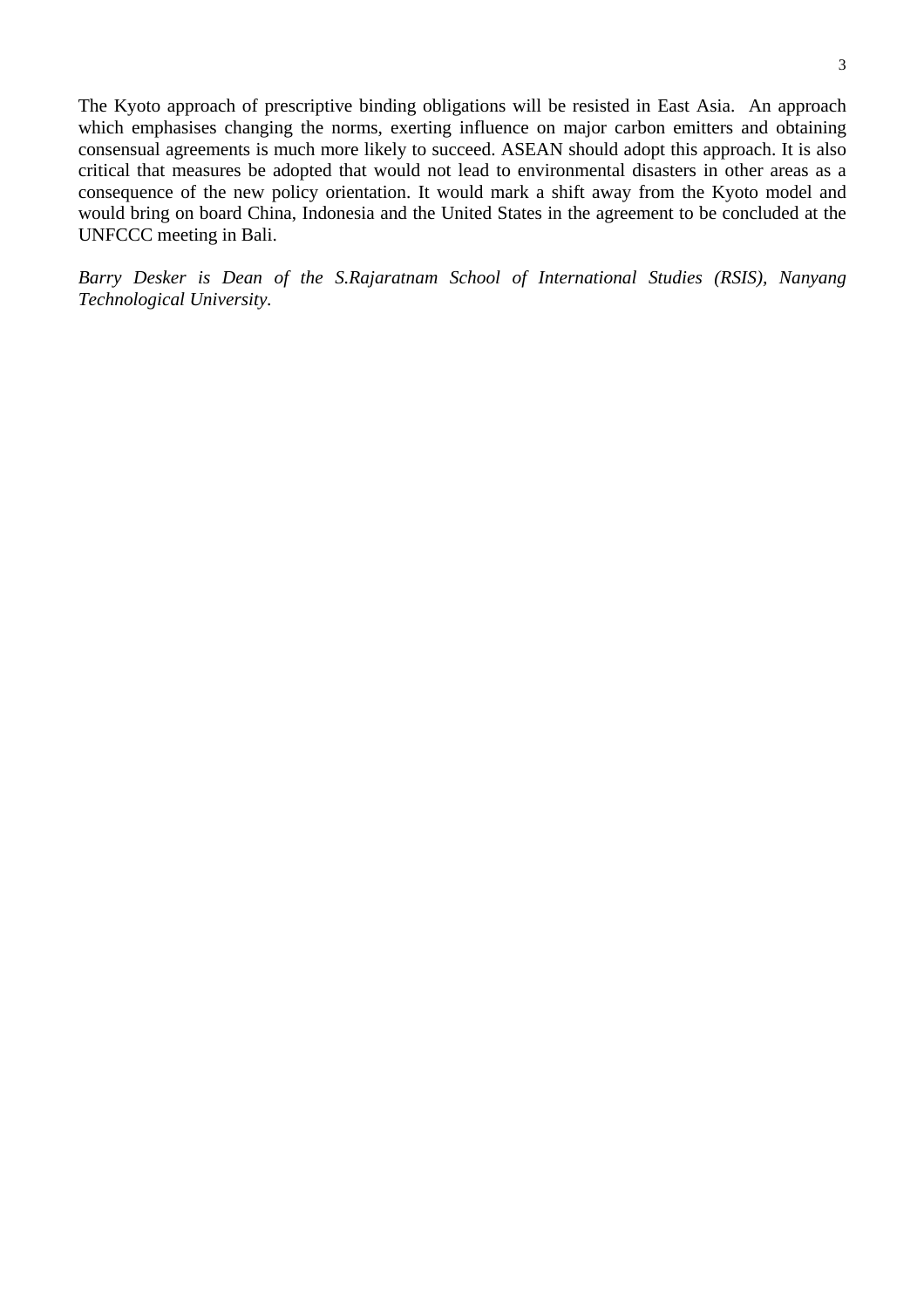The Kyoto approach of prescriptive binding obligations will be resisted in East Asia. An approach which emphasises changing the norms, exerting influence on major carbon emitters and obtaining consensual agreements is much more likely to succeed. ASEAN should adopt this approach. It is also critical that measures be adopted that would not lead to environmental disasters in other areas as a consequence of the new policy orientation. It would mark a shift away from the Kyoto model and would bring on board China, Indonesia and the United States in the agreement to be concluded at the UNFCCC meeting in Bali.

*Barry Desker is Dean of the S.Rajaratnam School of International Studies (RSIS), Nanyang Technological University.*